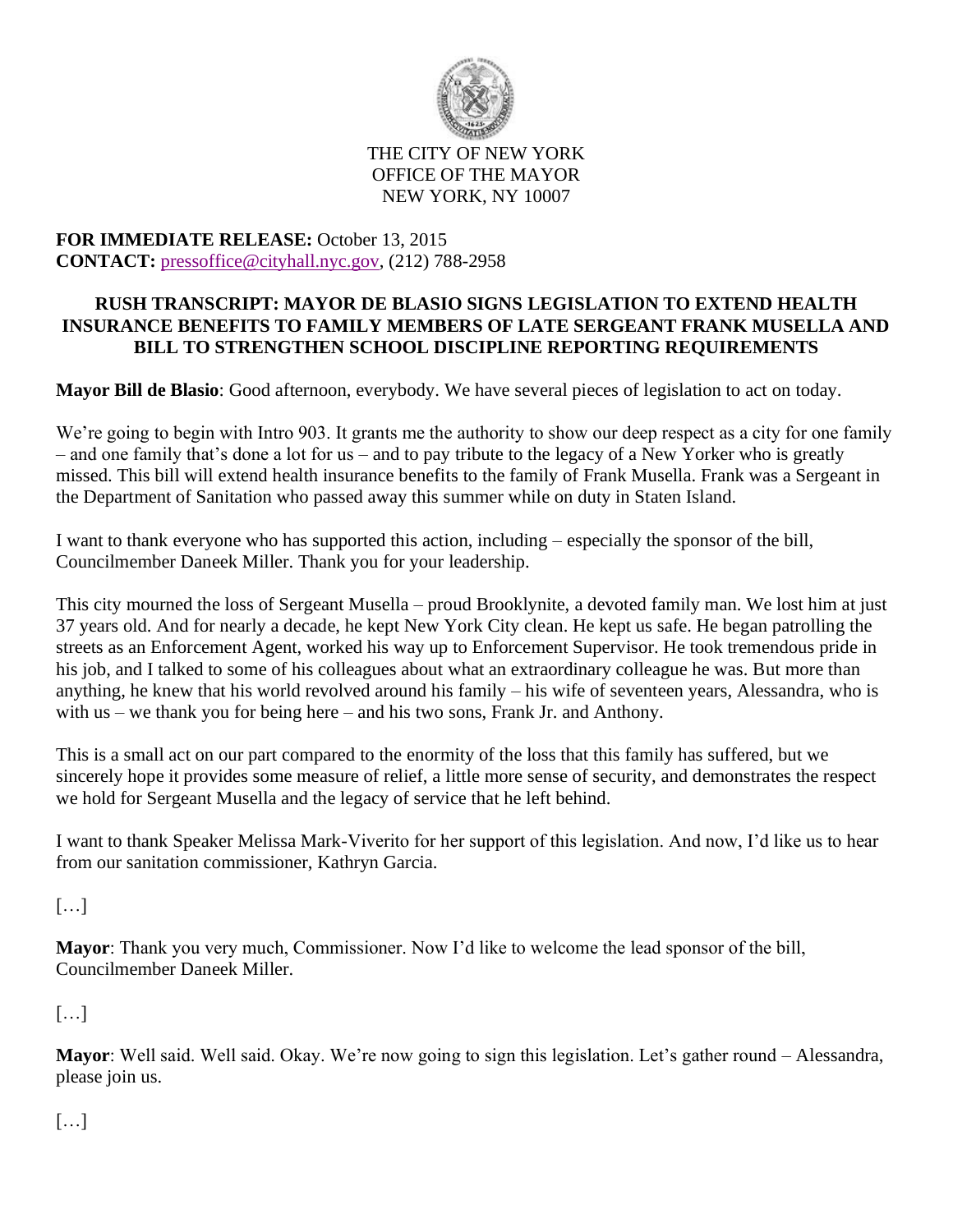THE CITY OF NEW YORK
OFFICE OF THE MAYOR
NEW YORK, NY 10007

**FOR IMMEDIATE RELEASE:** October 13, 2015
**CONTACT:** pressoffice@cityhall.nyc.gov, (212) 788-2958

# RUSH TRANSCRIPT: MAYOR DE BLASIO SIGNS LEGISLATION TO EXTEND HEALTH INSURANCE BENEFITS TO FAMILY MEMBERS OF LATE SERGEANT FRANK MUSELLA AND BILL TO STRENGTHEN SCHOOL DISCIPLINE REPORTING REQUIREMENTS

**Mayor Bill de Blasio**: Good afternoon, everybody. We have several pieces of legislation to act on today.

We're going to begin with Intro 903. It grants me the authority to show our deep respect as a city for one family – and one family that's done a lot for us – and to pay tribute to the legacy of a New Yorker who is greatly missed. This bill will extend health insurance benefits to the family of Frank Musella. Frank was a Sergeant in the Department of Sanitation who passed away this summer while on duty in Staten Island.

I want to thank everyone who has supported this action, including – especially the sponsor of the bill, Councilmember Daneek Miller. Thank you for your leadership.

This city mourned the loss of Sergeant Musella – proud Brooklynite, a devoted family man. We lost him at just 37 years old. And for nearly a decade, he kept New York City clean. He kept us safe. He began patrolling the streets as an Enforcement Agent, worked his way up to Enforcement Supervisor. He took tremendous pride in his job, and I talked to some of his colleagues about what an extraordinary colleague he was. But more than anything, he knew that his world revolved around his family – his wife of seventeen years, Alessandra, who is with us – we thank you for being here – and his two sons, Frank Jr. and Anthony.

This is a small act on our part compared to the enormity of the loss that this family has suffered, but we sincerely hope it provides some measure of relief, a little more sense of security, and demonstrates the respect we hold for Sergeant Musella and the legacy of service that he left behind.

I want to thank Speaker Melissa Mark-Viverito for her support of this legislation. And now, I'd like us to hear from our sanitation commissioner, Kathryn Garcia.

[…]

**Mayor**: Thank you very much, Commissioner. Now I'd like to welcome the lead sponsor of the bill, Councilmember Daneek Miller.

[…]

**Mayor**: Well said. Well said. Okay. We're now going to sign this legislation. Let's gather round – Alessandra, please join us.

[…]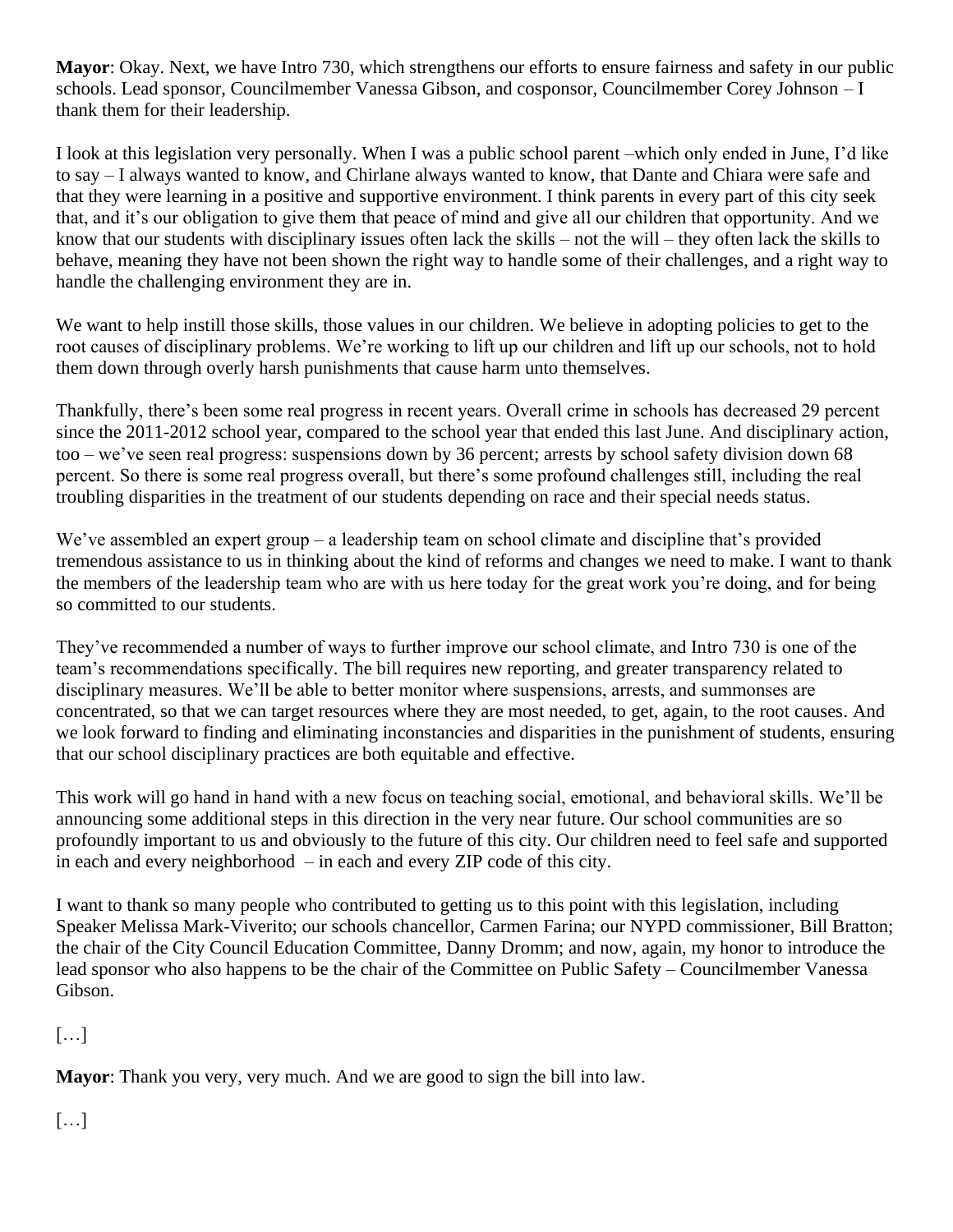**Mayor**: Okay. Next, we have Intro 730, which strengthens our efforts to ensure fairness and safety in our public schools. Lead sponsor, Councilmember Vanessa Gibson, and cosponsor, Councilmember Corey Johnson – I thank them for their leadership.

I look at this legislation very personally. When I was a public school parent –which only ended in June, I'd like to say – I always wanted to know, and Chirlane always wanted to know, that Dante and Chiara were safe and that they were learning in a positive and supportive environment. I think parents in every part of this city seek that, and it's our obligation to give them that peace of mind and give all our children that opportunity. And we know that our students with disciplinary issues often lack the skills – not the will – they often lack the skills to behave, meaning they have not been shown the right way to handle some of their challenges, and a right way to handle the challenging environment they are in.

We want to help instill those skills, those values in our children. We believe in adopting policies to get to the root causes of disciplinary problems. We're working to lift up our children and lift up our schools, not to hold them down through overly harsh punishments that cause harm unto themselves.

Thankfully, there's been some real progress in recent years. Overall crime in schools has decreased 29 percent since the 2011-2012 school year, compared to the school year that ended this last June. And disciplinary action, too – we've seen real progress: suspensions down by 36 percent; arrests by school safety division down 68 percent. So there is some real progress overall, but there's some profound challenges still, including the real troubling disparities in the treatment of our students depending on race and their special needs status.

We've assembled an expert group – a leadership team on school climate and discipline that's provided tremendous assistance to us in thinking about the kind of reforms and changes we need to make. I want to thank the members of the leadership team who are with us here today for the great work you're doing, and for being so committed to our students.

They've recommended a number of ways to further improve our school climate, and Intro 730 is one of the team's recommendations specifically. The bill requires new reporting, and greater transparency related to disciplinary measures. We'll be able to better monitor where suspensions, arrests, and summonses are concentrated, so that we can target resources where they are most needed, to get, again, to the root causes. And we look forward to finding and eliminating inconstancies and disparities in the punishment of students, ensuring that our school disciplinary practices are both equitable and effective.

This work will go hand in hand with a new focus on teaching social, emotional, and behavioral skills. We'll be announcing some additional steps in this direction in the very near future. Our school communities are so profoundly important to us and obviously to the future of this city. Our children need to feel safe and supported in each and every neighborhood – in each and every ZIP code of this city.

I want to thank so many people who contributed to getting us to this point with this legislation, including Speaker Melissa Mark-Viverito; our schools chancellor, Carmen Farina; our NYPD commissioner, Bill Bratton; the chair of the City Council Education Committee, Danny Dromm; and now, again, my honor to introduce the lead sponsor who also happens to be the chair of the Committee on Public Safety – Councilmember Vanessa Gibson.

[…]

**Mayor**: Thank you very, very much. And we are good to sign the bill into law.

[…]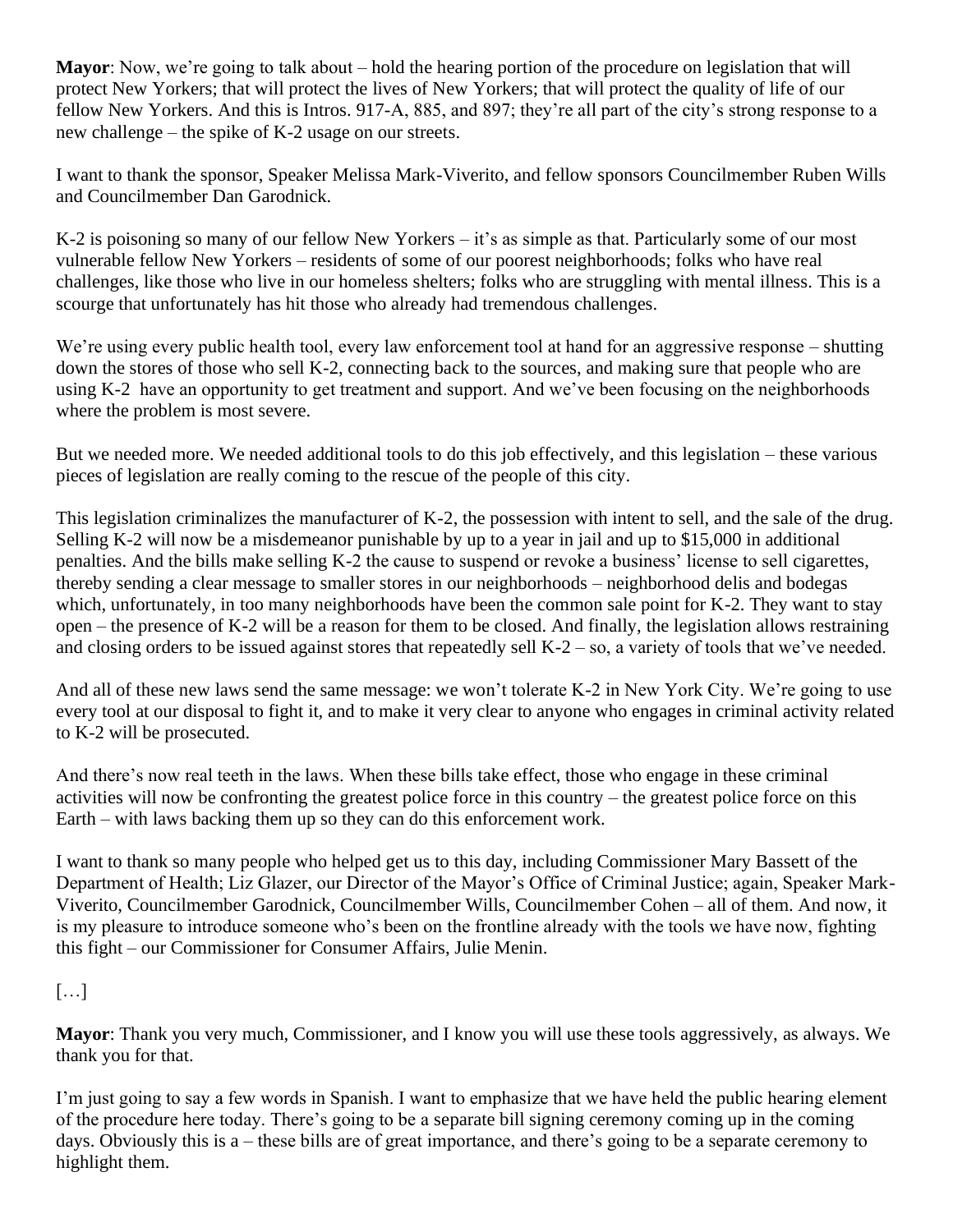**Mayor**: Now, we're going to talk about – hold the hearing portion of the procedure on legislation that will protect New Yorkers; that will protect the lives of New Yorkers; that will protect the quality of life of our fellow New Yorkers. And this is Intros. 917-A, 885, and 897; they're all part of the city's strong response to a new challenge – the spike of K-2 usage on our streets.

I want to thank the sponsor, Speaker Melissa Mark-Viverito, and fellow sponsors Councilmember Ruben Wills and Councilmember Dan Garodnick.

K-2 is poisoning so many of our fellow New Yorkers – it's as simple as that. Particularly some of our most vulnerable fellow New Yorkers – residents of some of our poorest neighborhoods; folks who have real challenges, like those who live in our homeless shelters; folks who are struggling with mental illness. This is a scourge that unfortunately has hit those who already had tremendous challenges.

We're using every public health tool, every law enforcement tool at hand for an aggressive response – shutting down the stores of those who sell K-2, connecting back to the sources, and making sure that people who are using K-2 have an opportunity to get treatment and support. And we've been focusing on the neighborhoods where the problem is most severe.

But we needed more. We needed additional tools to do this job effectively, and this legislation – these various pieces of legislation are really coming to the rescue of the people of this city.

This legislation criminalizes the manufacturer of K-2, the possession with intent to sell, and the sale of the drug. Selling K-2 will now be a misdemeanor punishable by up to a year in jail and up to $15,000 in additional penalties. And the bills make selling K-2 the cause to suspend or revoke a business' license to sell cigarettes, thereby sending a clear message to smaller stores in our neighborhoods – neighborhood delis and bodegas which, unfortunately, in too many neighborhoods have been the common sale point for K-2. They want to stay open – the presence of K-2 will be a reason for them to be closed. And finally, the legislation allows restraining and closing orders to be issued against stores that repeatedly sell K-2 – so, a variety of tools that we've needed.

And all of these new laws send the same message: we won't tolerate K-2 in New York City. We're going to use every tool at our disposal to fight it, and to make it very clear to anyone who engages in criminal activity related to K-2 will be prosecuted.

And there's now real teeth in the laws. When these bills take effect, those who engage in these criminal activities will now be confronting the greatest police force in this country – the greatest police force on this Earth – with laws backing them up so they can do this enforcement work.

I want to thank so many people who helped get us to this day, including Commissioner Mary Bassett of the Department of Health; Liz Glazer, our Director of the Mayor's Office of Criminal Justice; again, Speaker Mark-Viverito, Councilmember Garodnick, Councilmember Wills, Councilmember Cohen – all of them. And now, it is my pleasure to introduce someone who's been on the frontline already with the tools we have now, fighting this fight – our Commissioner for Consumer Affairs, Julie Menin.

[…]

**Mayor**: Thank you very much, Commissioner, and I know you will use these tools aggressively, as always. We thank you for that.

I'm just going to say a few words in Spanish. I want to emphasize that we have held the public hearing element of the procedure here today. There's going to be a separate bill signing ceremony coming up in the coming days. Obviously this is a – these bills are of great importance, and there's going to be a separate ceremony to highlight them.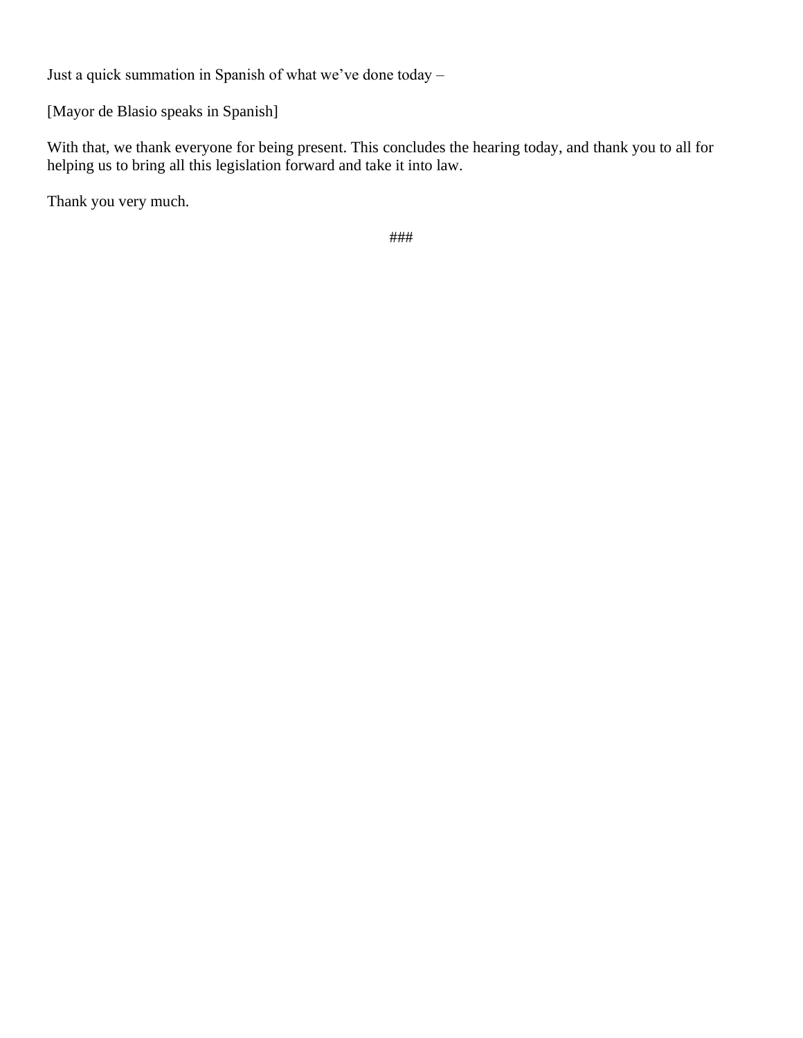Just a quick summation in Spanish of what we've done today –

[Mayor de Blasio speaks in Spanish]

With that, we thank everyone for being present. This concludes the hearing today, and thank you to all for helping us to bring all this legislation forward and take it into law.

Thank you very much.

###